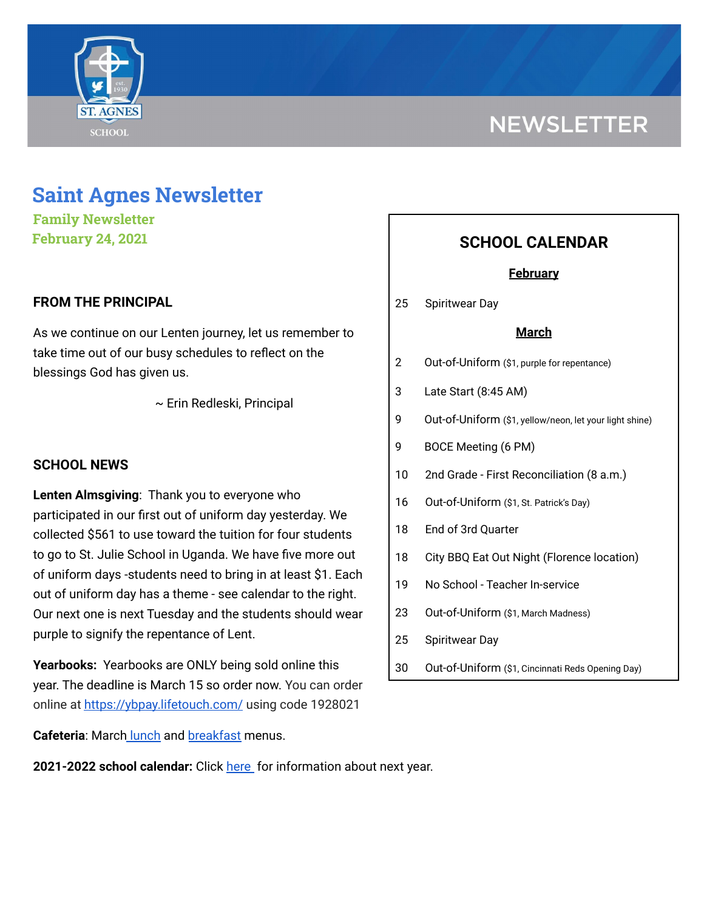# Saint Agnes Newsletter

**Family Newsletter**
**February 24, 2021**

### FROM THE PRINCIPAL

As we continue on our Lenten journey, let us remember to take time out of our busy schedules to reflect on the blessings God has given us.

~ Erin Redleski, Principal

### SCHOOL NEWS

**Lenten Almsgiving**: Thank you to everyone who participated in our first out of uniform day yesterday. We collected $561 to use toward the tuition for four students to go to St. Julie School in Uganda. We have five more out of uniform days -students need to bring in at least $1. Each out of uniform day has a theme - see calendar to the right. Our next one is next Tuesday and the students should wear purple to signify the repentance of Lent.

**Yearbooks:** Yearbooks are ONLY being sold online this year. The deadline is March 15 so order now. You can order online at https://ybpay.lifetouch.com/ using code 1928021

**Cafeteria**: March lunch and breakfast menus.

**2021-2022 school calendar:** Click here for information about next year.

## SCHOOL CALENDAR

**February**

| | |
|---|---|
| 25 | Spiritwear Day |

**March**

| | |
|---|---|
| 2 | Out-of-Uniform ($1, purple for repentance) |
| 3 | Late Start (8:45 AM) |
| 9 | Out-of-Uniform ($1, yellow/neon, let your light shine) |
| 9 | BOCE Meeting (6 PM) |
| 10 | 2nd Grade - First Reconciliation (8 a.m.) |
| 16 | Out-of-Uniform ($1, St. Patrick's Day) |
| 18 | End of 3rd Quarter |
| 18 | City BBQ Eat Out Night (Florence location) |
| 19 | No School - Teacher In-service |
| 23 | Out-of-Uniform ($1, March Madness) |
| 25 | Spiritwear Day |
| 30 | Out-of-Uniform ($1, Cincinnati Reds Opening Day) |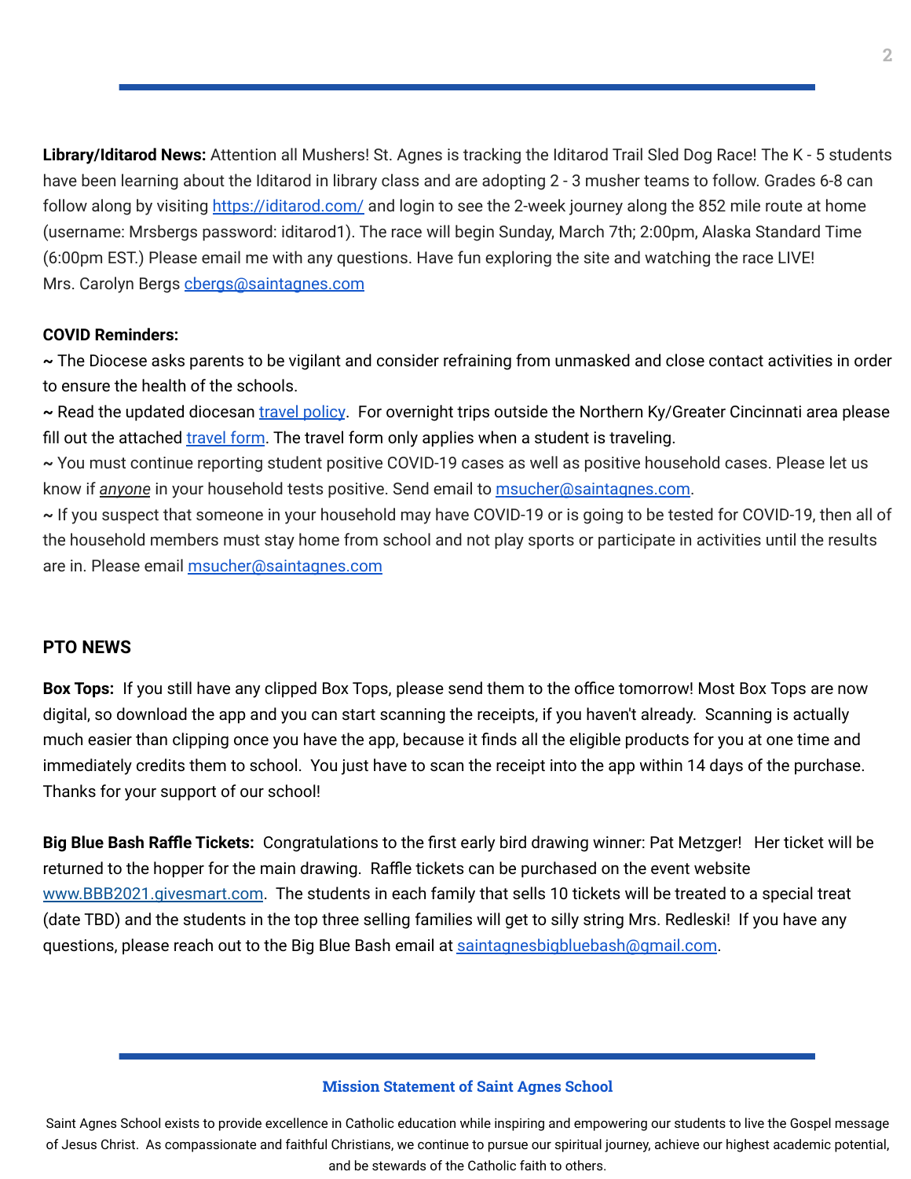**Library/Iditarod News:** Attention all Mushers! St. Agnes is tracking the Iditarod Trail Sled Dog Race! The K - 5 students have been learning about the Iditarod in library class and are adopting 2 - 3 musher teams to follow. Grades 6-8 can follow along by visiting [https://iditarod.com/](https://iditarod.com/) and login to see the 2-week journey along the 852 mile route at home (username: Mrsbergs password: iditarod1). The race will begin Sunday, March 7th; 2:00pm, Alaska Standard Time (6:00pm EST.) Please email me with any questions. Have fun exploring the site and watching the race LIVE!
Mrs. Carolyn Bergs cbergs@saintagnes.com

**COVID Reminders:**
~ The Diocese asks parents to be vigilant and consider refraining from unmasked and close contact activities in order to ensure the health of the schools.
~ Read the updated diocesan travel policy. For overnight trips outside the Northern Ky/Greater Cincinnati area please fill out the attached travel form. The travel form only applies when a student is traveling.
~ You must continue reporting student positive COVID-19 cases as well as positive household cases. Please let us know if ***anyone*** in your household tests positive. Send email to msucher@saintagnes.com.
~ If you suspect that someone in your household may have COVID-19 or is going to be tested for COVID-19, then all of the household members must stay home from school and not play sports or participate in activities until the results are in. Please email msucher@saintagnes.com

## PTO NEWS

**Box Tops:** If you still have any clipped Box Tops, please send them to the office tomorrow! Most Box Tops are now digital, so download the app and you can start scanning the receipts, if you haven't already. Scanning is actually much easier than clipping once you have the app, because it finds all the eligible products for you at one time and immediately credits them to school. You just have to scan the receipt into the app within 14 days of the purchase. Thanks for your support of our school!

**Big Blue Bash Raffle Tickets:** Congratulations to the first early bird drawing winner: Pat Metzger! Her ticket will be returned to the hopper for the main drawing. Raffle tickets can be purchased on the event website www.BBB2021.givesmart.com. The students in each family that sells 10 tickets will be treated to a special treat (date TBD) and the students in the top three selling families will get to silly string Mrs. Redleski! If you have any questions, please reach out to the Big Blue Bash email at saintagnesbigbluebash@gmail.com.

**Mission Statement of Saint Agnes School**

Saint Agnes School exists to provide excellence in Catholic education while inspiring and empowering our students to live the Gospel message of Jesus Christ. As compassionate and faithful Christians, we continue to pursue our spiritual journey, achieve our highest academic potential, and be stewards of the Catholic faith to others.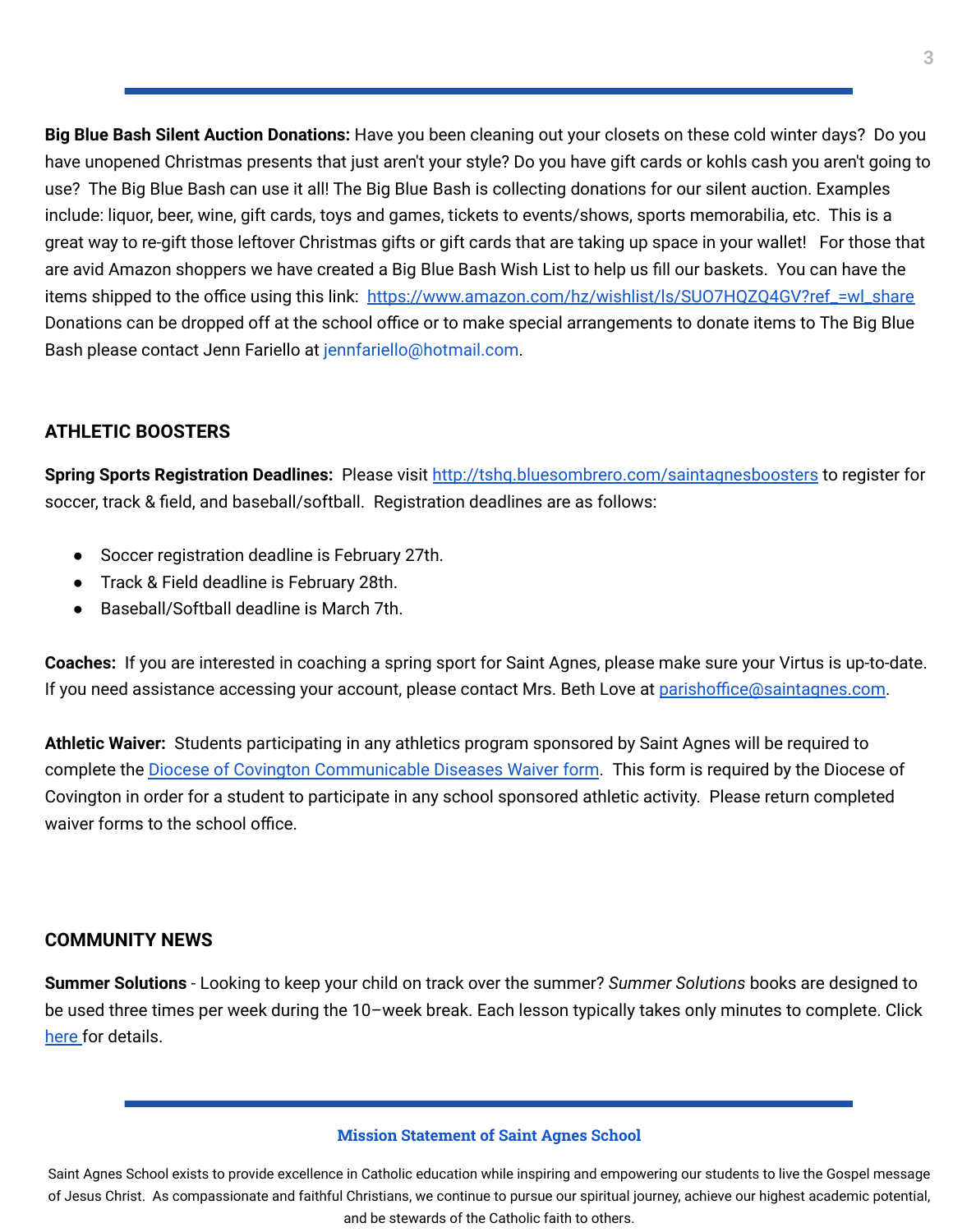**Big Blue Bash Silent Auction Donations:** Have you been cleaning out your closets on these cold winter days? Do you have unopened Christmas presents that just aren't your style? Do you have gift cards or kohls cash you aren't going to use? The Big Blue Bash can use it all! The Big Blue Bash is collecting donations for our silent auction. Examples include: liquor, beer, wine, gift cards, toys and games, tickets to events/shows, sports memorabilia, etc. This is a great way to re-gift those leftover Christmas gifts or gift cards that are taking up space in your wallet! For those that are avid Amazon shoppers we have created a Big Blue Bash Wish List to help us fill our baskets. You can have the items shipped to the office using this link: https://www.amazon.com/hz/wishlist/ls/SUO7HQZQ4GV?ref_=wl_share Donations can be dropped off at the school office or to make special arrangements to donate items to The Big Blue Bash please contact Jenn Fariello at jennfariello@hotmail.com.

## ATHLETIC BOOSTERS

**Spring Sports Registration Deadlines:** Please visit http://tshq.bluesombrero.com/saintagnesboosters to register for soccer, track & field, and baseball/softball. Registration deadlines are as follows:

- Soccer registration deadline is February 27th.
- Track & Field deadline is February 28th.
- Baseball/Softball deadline is March 7th.

**Coaches:** If you are interested in coaching a spring sport for Saint Agnes, please make sure your Virtus is up-to-date. If you need assistance accessing your account, please contact Mrs. Beth Love at parishoffice@saintagnes.com.

**Athletic Waiver:** Students participating in any athletics program sponsored by Saint Agnes will be required to complete the Diocese of Covington Communicable Diseases Waiver form. This form is required by the Diocese of Covington in order for a student to participate in any school sponsored athletic activity. Please return completed waiver forms to the school office.

## COMMUNITY NEWS

**Summer Solutions** - Looking to keep your child on track over the summer? *Summer Solutions* books are designed to be used three times per week during the 10–week break. Each lesson typically takes only minutes to complete. Click here for details.

**Mission Statement of Saint Agnes School**

Saint Agnes School exists to provide excellence in Catholic education while inspiring and empowering our students to live the Gospel message of Jesus Christ. As compassionate and faithful Christians, we continue to pursue our spiritual journey, achieve our highest academic potential, and be stewards of the Catholic faith to others.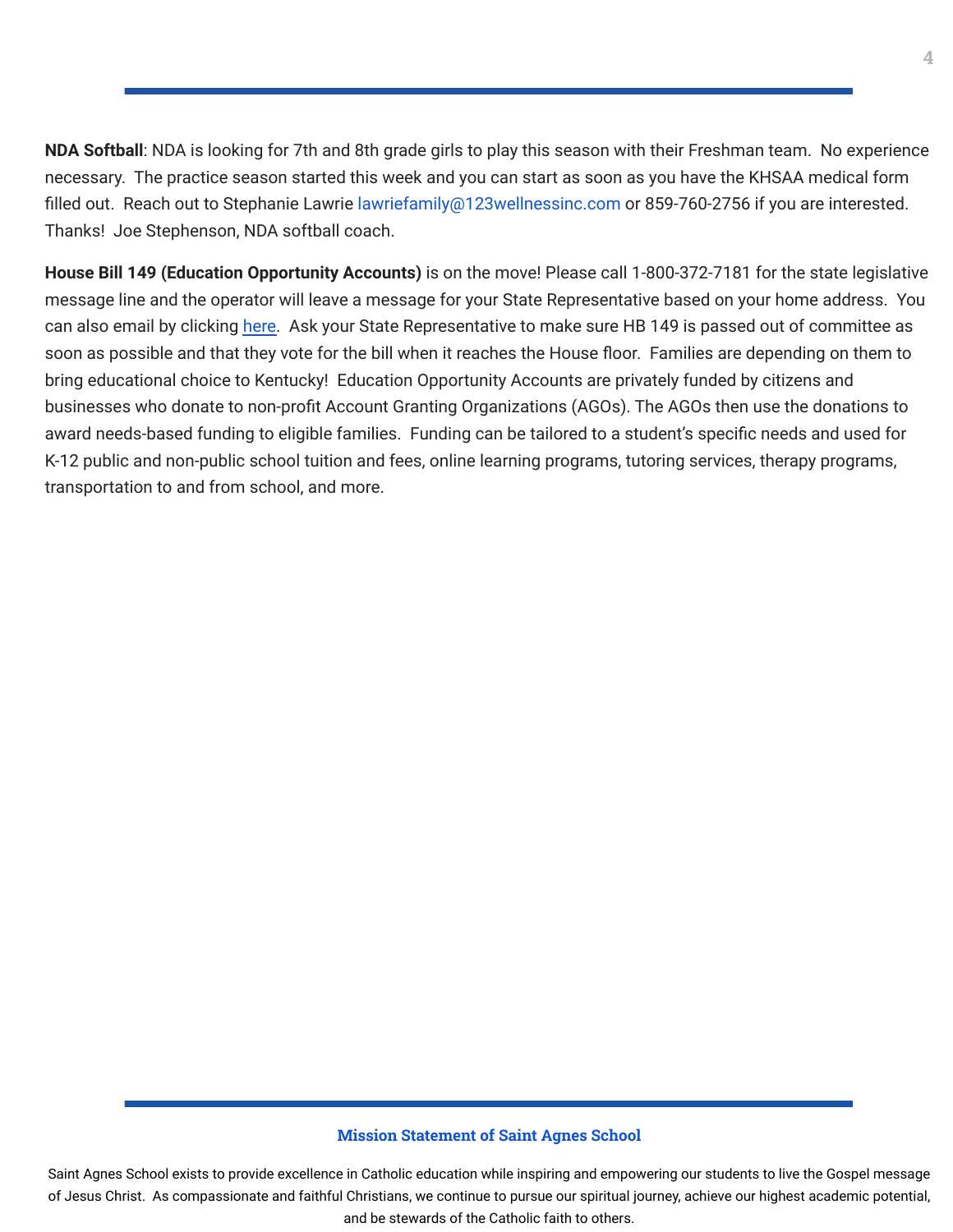**NDA Softball**: NDA is looking for 7th and 8th grade girls to play this season with their Freshman team. No experience necessary. The practice season started this week and you can start as soon as you have the KHSAA medical form filled out. Reach out to Stephanie Lawrie lawriefamily@123wellnessinc.com or 859-760-2756 if you are interested. Thanks! Joe Stephenson, NDA softball coach.

**House Bill 149 (Education Opportunity Accounts)** is on the move! Please call 1-800-372-7181 for the state legislative message line and the operator will leave a message for your State Representative based on your home address. You can also email by clicking here. Ask your State Representative to make sure HB 149 is passed out of committee as soon as possible and that they vote for the bill when it reaches the House floor. Families are depending on them to bring educational choice to Kentucky! Education Opportunity Accounts are privately funded by citizens and businesses who donate to non-profit Account Granting Organizations (AGOs). The AGOs then use the donations to award needs-based funding to eligible families. Funding can be tailored to a student's specific needs and used for K-12 public and non-public school tuition and fees, online learning programs, tutoring services, therapy programs, transportation to and from school, and more.

**Mission Statement of Saint Agnes School**

Saint Agnes School exists to provide excellence in Catholic education while inspiring and empowering our students to live the Gospel message of Jesus Christ. As compassionate and faithful Christians, we continue to pursue our spiritual journey, achieve our highest academic potential, and be stewards of the Catholic faith to others.